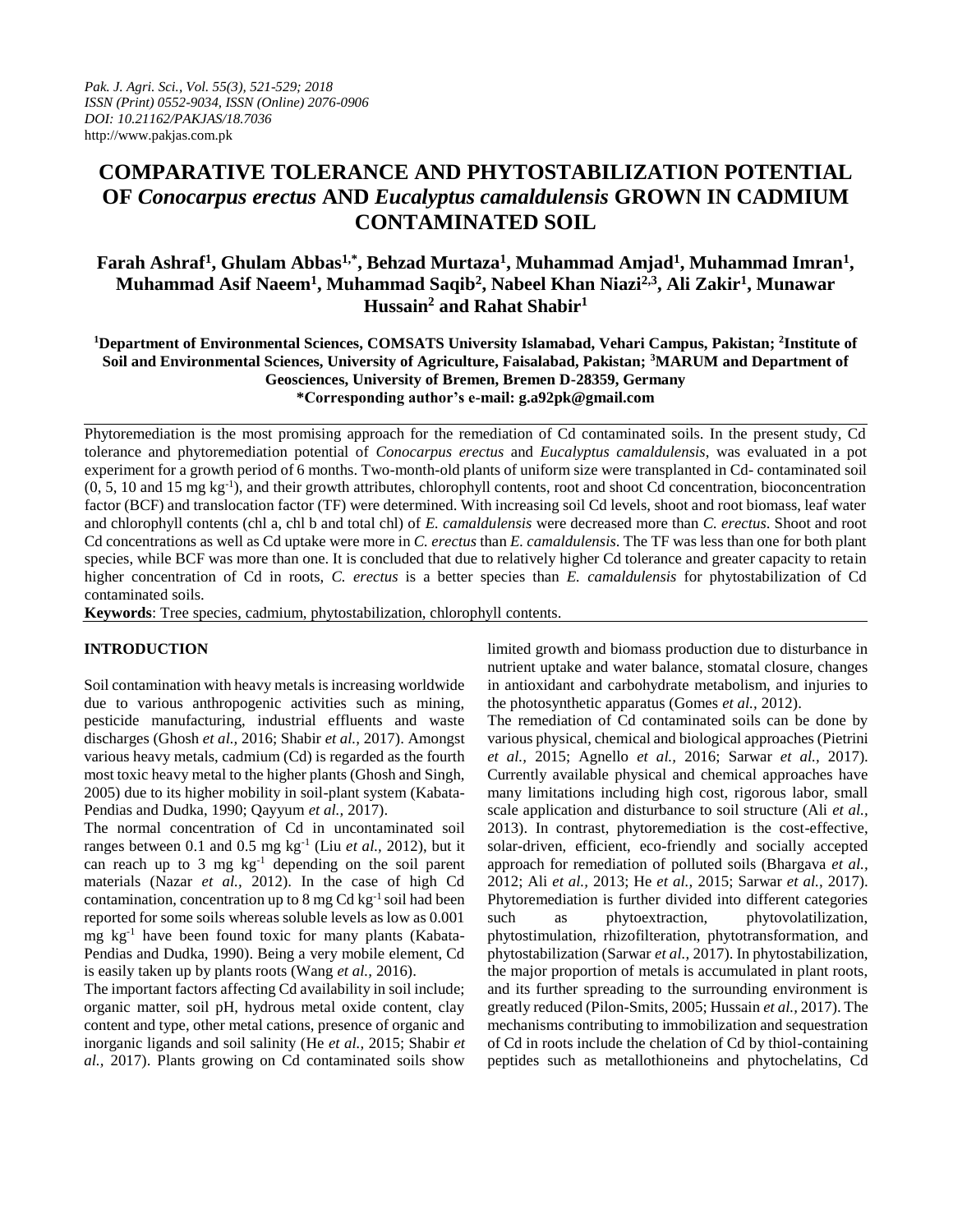# COMPARATIVE TOLERANCE AND PHYTOSTABILIZATION POTENTIAL OF *Conocarpus erectus* AND *Eucalyptus camaldulensis* GROWN IN CADMIUM CONTAMINATED SOIL

**Farah Ashraf[1], Ghulam Abbas[1,*], Behzad Murtaza[1], Muhammad Amjad[1], Muhammad Imran[1], Muhammad Asif Naeem[1], Muhammad Saqib[2], Nabeel Khan Niazi[2,3], Ali Zakir[1], Munawar Hussain[2] and Rahat Shabir[1]**

**[1]Department of Environmental Sciences, COMSATS University Islamabad, Vehari Campus, Pakistan; [2]Institute of Soil and Environmental Sciences, University of Agriculture, Faisalabad, Pakistan; [3]MARUM and Department of Geosciences, University of Bremen, Bremen D-28359, Germany**
**\*Corresponding author's e-mail: g.a92pk@gmail.com**

Phytoremediation is the most promising approach for the remediation of Cd contaminated soils. In the present study, Cd tolerance and phytoremediation potential of *Conocarpus erectus* and *Eucalyptus camaldulensis*, was evaluated in a pot experiment for a growth period of 6 months. Two-month-old plants of uniform size were transplanted in Cd- contaminated soil (0, 5, 10 and 15 mg $kg^{-1}$), and their growth attributes, chlorophyll contents, root and shoot Cd concentration, bioconcentration factor (BCF) and translocation factor (TF) were determined. With increasing soil Cd levels, shoot and root biomass, leaf water and chlorophyll contents (chl a, chl b and total chl) of *E. camaldulensis* were decreased more than *C. erectus*. Shoot and root Cd concentrations as well as Cd uptake were more in *C. erectus* than *E. camaldulensis*. The TF was less than one for both plant species, while BCF was more than one. It is concluded that due to relatively higher Cd tolerance and greater capacity to retain higher concentration of Cd in roots, *C. erectus* is a better species than *E. camaldulensis* for phytostabilization of Cd contaminated soils.

**Keywords**: Tree species, cadmium, phytostabilization, chlorophyll contents.

## INTRODUCTION

Soil contamination with heavy metals is increasing worldwide due to various anthropogenic activities such as mining, pesticide manufacturing, industrial effluents and waste discharges (Ghosh *et al.,* 2016; Shabir *et al.,* 2017). Amongst various heavy metals, cadmium (Cd) is regarded as the fourth most toxic heavy metal to the higher plants (Ghosh and Singh, 2005) due to its higher mobility in soil-plant system (Kabata-Pendias and Dudka, 1990; Qayyum *et al.,* 2017).

The normal concentration of Cd in uncontaminated soil ranges between 0.1 and 0.5 mg $kg^{-1}$ (Liu *et al.,* 2012), but it can reach up to 3 mg $kg^{-1}$ depending on the soil parent materials (Nazar *et al.,* 2012). In the case of high Cd contamination, concentration up to 8 mg Cd $kg^{-1}$ soil had been reported for some soils whereas soluble levels as low as 0.001 mg $kg^{-1}$ have been found toxic for many plants (Kabata-Pendias and Dudka, 1990). Being a very mobile element, Cd is easily taken up by plants roots (Wang *et al.,* 2016).

The important factors affecting Cd availability in soil include; organic matter, soil pH, hydrous metal oxide content, clay content and type, other metal cations, presence of organic and inorganic ligands and soil salinity (He *et al.,* 2015; Shabir *et al.,* 2017). Plants growing on Cd contaminated soils show limited growth and biomass production due to disturbance in nutrient uptake and water balance, stomatal closure, changes in antioxidant and carbohydrate metabolism, and injuries to the photosynthetic apparatus (Gomes *et al.,* 2012).

The remediation of Cd contaminated soils can be done by various physical, chemical and biological approaches (Pietrini *et al.,* 2015; Agnello *et al.,* 2016; Sarwar *et al.,* 2017). Currently available physical and chemical approaches have many limitations including high cost, rigorous labor, small scale application and disturbance to soil structure (Ali *et al.,* 2013). In contrast, phytoremediation is the cost-effective, solar-driven, efficient, eco-friendly and socially accepted approach for remediation of polluted soils (Bhargava *et al.,* 2012; Ali *et al.,* 2013; He *et al.,* 2015; Sarwar *et al.,* 2017). Phytoremediation is further divided into different categories such as phytoextraction, phytovolatilization, phytostimulation, rhizofilteration, phytotransformation, and phytostabilization (Sarwar *et al.,* 2017). In phytostabilization, the major proportion of metals is accumulated in plant roots, and its further spreading to the surrounding environment is greatly reduced (Pilon-Smits, 2005; Hussain *et al.,* 2017). The mechanisms contributing to immobilization and sequestration of Cd in roots include the chelation of Cd by thiol-containing peptides such as metallothioneins and phytochelatins, Cd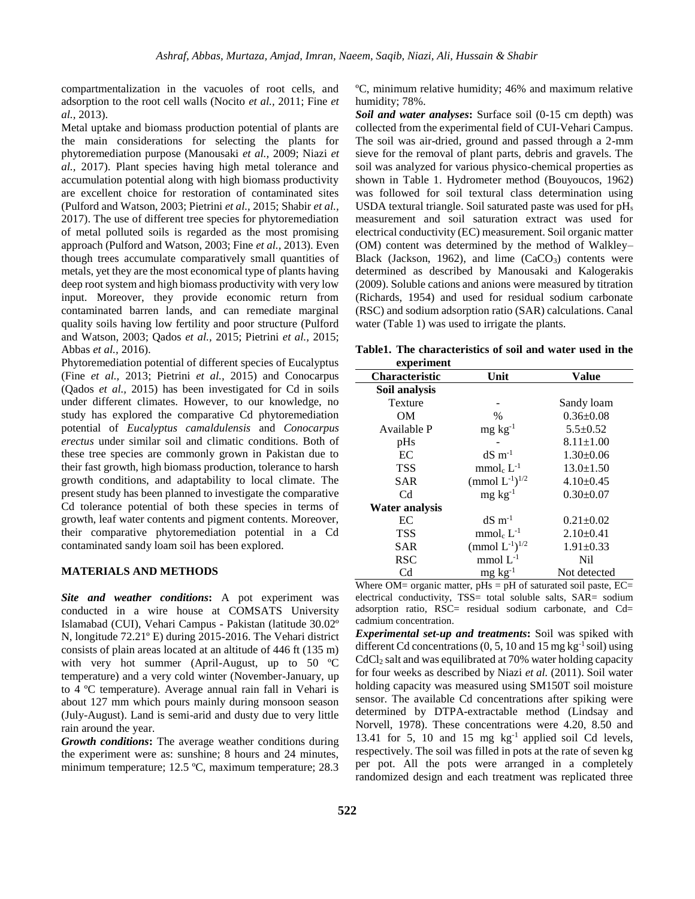compartmentalization in the vacuoles of root cells, and adsorption to the root cell walls (Nocito *et al.,* 2011; Fine *et al.,* 2013).

Metal uptake and biomass production potential of plants are the main considerations for selecting the plants for phytoremediation purpose (Manousaki *et al.,* 2009; Niazi *et al.,* 2017). Plant species having high metal tolerance and accumulation potential along with high biomass productivity are excellent choice for restoration of contaminated sites (Pulford and Watson, 2003; Pietrini *et al.,* 2015; Shabir *et al.,* 2017). The use of different tree species for phytoremediation of metal polluted soils is regarded as the most promising approach (Pulford and Watson, 2003; Fine *et al.,* 2013). Even though trees accumulate comparatively small quantities of metals, yet they are the most economical type of plants having deep root system and high biomass productivity with very low input. Moreover, they provide economic return from contaminated barren lands, and can remediate marginal quality soils having low fertility and poor structure (Pulford and Watson, 2003; Qados *et al.,* 2015; Pietrini *et al.,* 2015; Abbas *et al.,* 2016).

Phytoremediation potential of different species of Eucalyptus (Fine *et al.,* 2013; Pietrini *et al.,* 2015) and Conocarpus (Qados *et al.,* 2015) has been investigated for Cd in soils under different climates. However, to our knowledge, no study has explored the comparative Cd phytoremediation potential of *Eucalyptus camaldulensis* and *Conocarpus erectus* under similar soil and climatic conditions. Both of these tree species are commonly grown in Pakistan due to their fast growth, high biomass production, tolerance to harsh growth conditions, and adaptability to local climate. The present study has been planned to investigate the comparative Cd tolerance potential of both these species in terms of growth, leaf water contents and pigment contents. Moreover, their comparative phytoremediation potential in a Cd contaminated sandy loam soil has been explored.

## MATERIALS AND METHODS

***Site and weather conditions*:** A pot experiment was conducted in a wire house at COMSATS University Islamabad (CUI), Vehari Campus - Pakistan (latitude 30.02º N, longitude 72.21º E) during 2015-2016. The Vehari district consists of plain areas located at an altitude of 446 ft (135 m) with very hot summer (April-August, up to 50 ºC temperature) and a very cold winter (November-January, up to 4 ºC temperature). Average annual rain fall in Vehari is about 127 mm which pours mainly during monsoon season (July-August). Land is semi-arid and dusty due to very little rain around the year.

***Growth conditions*:** The average weather conditions during the experiment were as: sunshine; 8 hours and 24 minutes, minimum temperature; 12.5 ºC, maximum temperature; 28.3 ºC, minimum relative humidity; 46% and maximum relative humidity; 78%.

***Soil and water analyses*:** Surface soil (0-15 cm depth) was collected from the experimental field of CUI-Vehari Campus. The soil was air-dried, ground and passed through a 2-mm sieve for the removal of plant parts, debris and gravels. The soil was analyzed for various physico-chemical properties as shown in Table 1. Hydrometer method (Bouyoucos, 1962) was followed for soil textural class determination using USDA textural triangle. Soil saturated paste was used for $pH_s$ measurement and soil saturation extract was used for electrical conductivity (EC) measurement. Soil organic matter (OM) content was determined by the method of Walkley–Black (Jackson, 1962), and lime ($CaCO_3$) contents were determined as described by Manousaki and Kalogerakis (2009). Soluble cations and anions were measured by titration (Richards, 1954) and used for residual sodium carbonate (RSC) and sodium adsorption ratio (SAR) calculations. Canal water (Table 1) was used to irrigate the plants.

**Table1. The characteristics of soil and water used in the experiment**

| Characteristic | Unit | Value |
|---|---|---|
| **Soil analysis** | | |
| Texture | - | Sandy loam |
| OM | % | 0.36±0.08 |
| Available P | mg $kg^{-1}$ | 5.5±0.52 |
| pHs | - | 8.11±1.00 |
| EC | dS $m^{-1}$ | 1.30±0.06 |
| TSS | $mmol_c$ $L^{-1}$ | 13.0±1.50 |
| SAR | $(mmol\ L^{-1})^{1/2}$ | 4.10±0.45 |
| Cd | mg $kg^{-1}$ | 0.30±0.07 |
| **Water analysis** | | |
| EC | dS $m^{-1}$ | 0.21±0.02 |
| TSS | $mmol_c$ $L^{-1}$ | 2.10±0.41 |
| SAR | $(mmol\ L^{-1})^{1/2}$ | 1.91±0.33 |
| RSC | mmol $L^{-1}$ | Nil |
| Cd | mg $kg^{-1}$ | Not detected |

Where OM= organic matter, pHs = pH of saturated soil paste, EC= electrical conductivity, TSS= total soluble salts, SAR= sodium adsorption ratio, RSC= residual sodium carbonate, and Cd= cadmium concentration.

***Experimental set-up and treatments*:** Soil was spiked with different Cd concentrations (0, 5, 10 and 15 mg $kg^{-1}$ soil) using $CdCl_2$ salt and was equilibrated at 70% water holding capacity for four weeks as described by Niazi *et al.* (2011). Soil water holding capacity was measured using SM150T soil moisture sensor. The available Cd concentrations after spiking were determined by DTPA-extractable method (Lindsay and Norvell, 1978). These concentrations were 4.20, 8.50 and 13.41 for 5, 10 and 15 mg $kg^{-1}$ applied soil Cd levels, respectively. The soil was filled in pots at the rate of seven kg per pot. All the pots were arranged in a completely randomized design and each treatment was replicated three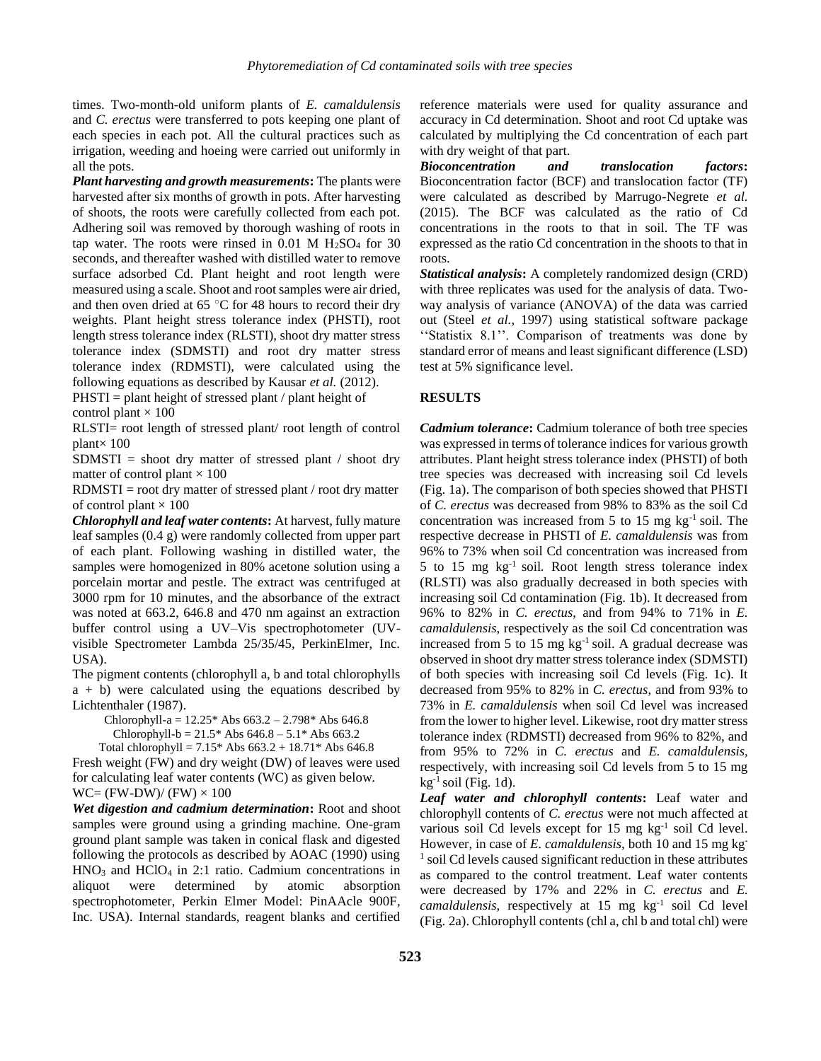times. Two-month-old uniform plants of *E. camaldulensis* and *C. erectus* were transferred to pots keeping one plant of each species in each pot. All the cultural practices such as irrigation, weeding and hoeing were carried out uniformly in all the pots.

***Plant harvesting and growth measurements*:** The plants were harvested after six months of growth in pots. After harvesting of shoots, the roots were carefully collected from each pot. Adhering soil was removed by thorough washing of roots in tap water. The roots were rinsed in 0.01 M $H_2SO_4$ for 30 seconds, and thereafter washed with distilled water to remove surface adsorbed Cd. Plant height and root length were measured using a scale. Shoot and root samples were air dried, and then oven dried at 65 °C for 48 hours to record their dry weights. Plant height stress tolerance index (PHSTI), root length stress tolerance index (RLSTI), shoot dry matter stress tolerance index (SDMSTI) and root dry matter stress tolerance index (RDMSTI), were calculated using the following equations as described by Kausar *et al.* (2012).

PHSTI = plant height of stressed plant / plant height of control plant × 100

RLSTI= root length of stressed plant/ root length of control plant× 100

SDMSTI = shoot dry matter of stressed plant / shoot dry matter of control plant × 100

RDMSTI = root dry matter of stressed plant / root dry matter of control plant × 100

***Chlorophyll and leaf water contents*:** At harvest, fully mature leaf samples (0.4 g) were randomly collected from upper part of each plant. Following washing in distilled water, the samples were homogenized in 80% acetone solution using a porcelain mortar and pestle. The extract was centrifuged at 3000 rpm for 10 minutes, and the absorbance of the extract was noted at 663.2, 646.8 and 470 nm against an extraction buffer control using a UV–Vis spectrophotometer (UV-visible Spectrometer Lambda 25/35/45, PerkinElmer, Inc. USA).

The pigment contents (chlorophyll a, b and total chlorophylls a + b) were calculated using the equations described by Lichtenthaler (1987).

Chlorophyll-a = 12.25* Abs 663.2 – 2.798* Abs 646.8

Chlorophyll-b = 21.5* Abs 646.8 – 5.1* Abs 663.2

Total chlorophyll = 7.15* Abs 663.2 + 18.71* Abs 646.8

Fresh weight (FW) and dry weight (DW) of leaves were used for calculating leaf water contents (WC) as given below.

WC= (FW-DW)/ (FW) × 100

***Wet digestion and cadmium determination*:** Root and shoot samples were ground using a grinding machine. One-gram ground plant sample was taken in conical flask and digested following the protocols as described by AOAC (1990) using $HNO_3$ and $HClO_4$ in 2:1 ratio. Cadmium concentrations in aliquot were determined by atomic absorption spectrophotometer, Perkin Elmer Model: PinAAcle 900F, Inc. USA). Internal standards, reagent blanks and certified reference materials were used for quality assurance and accuracy in Cd determination. Shoot and root Cd uptake was calculated by multiplying the Cd concentration of each part with dry weight of that part.

***Bioconcentration and translocation factors*:** Bioconcentration factor (BCF) and translocation factor (TF) were calculated as described by Marrugo-Negrete *et al.* (2015). The BCF was calculated as the ratio of Cd concentrations in the roots to that in soil. The TF was expressed as the ratio Cd concentration in the shoots to that in roots.

***Statistical analysis*:** A completely randomized design (CRD) with three replicates was used for the analysis of data. Two-way analysis of variance (ANOVA) of the data was carried out (Steel *et al.*, 1997) using statistical software package ''Statistix 8.1''. Comparison of treatments was done by standard error of means and least significant difference (LSD) test at 5% significance level.

## RESULTS

***Cadmium tolerance*:** Cadmium tolerance of both tree species was expressed in terms of tolerance indices for various growth attributes. Plant height stress tolerance index (PHSTI) of both tree species was decreased with increasing soil Cd levels (Fig. 1a). The comparison of both species showed that PHSTI of *C. erectus* was decreased from 98% to 83% as the soil Cd concentration was increased from 5 to 15 mg $kg^{-1}$ soil. The respective decrease in PHSTI of *E. camaldulensis* was from 96% to 73% when soil Cd concentration was increased from 5 to 15 mg $kg^{-1}$ soil. Root length stress tolerance index (RLSTI) was also gradually decreased in both species with increasing soil Cd contamination (Fig. 1b). It decreased from 96% to 82% in *C. erectus*, and from 94% to 71% in *E. camaldulensis*, respectively as the soil Cd concentration was increased from 5 to 15 mg $kg^{-1}$ soil. A gradual decrease was observed in shoot dry matter stress tolerance index (SDMSTI) of both species with increasing soil Cd levels (Fig. 1c). It decreased from 95% to 82% in *C. erectus*, and from 93% to 73% in *E. camaldulensis* when soil Cd level was increased from the lower to higher level. Likewise, root dry matter stress tolerance index (RDMSTI) decreased from 96% to 82%, and from 95% to 72% in *C. erectus* and *E. camaldulensis*, respectively, with increasing soil Cd levels from 5 to 15 mg $kg^{-1}$ soil (Fig. 1d).

***Leaf water and chlorophyll contents*:** Leaf water and chlorophyll contents of *C. erectus* were not much affected at various soil Cd levels except for 15 mg $kg^{-1}$ soil Cd level. However, in case of *E. camaldulensis*, both 10 and 15 mg $kg^{-1}$ soil Cd levels caused significant reduction in these attributes as compared to the control treatment. Leaf water contents were decreased by 17% and 22% in *C. erectus* and *E. camaldulensis*, respectively at 15 mg $kg^{-1}$ soil Cd level (Fig. 2a). Chlorophyll contents (chl a, chl b and total chl) were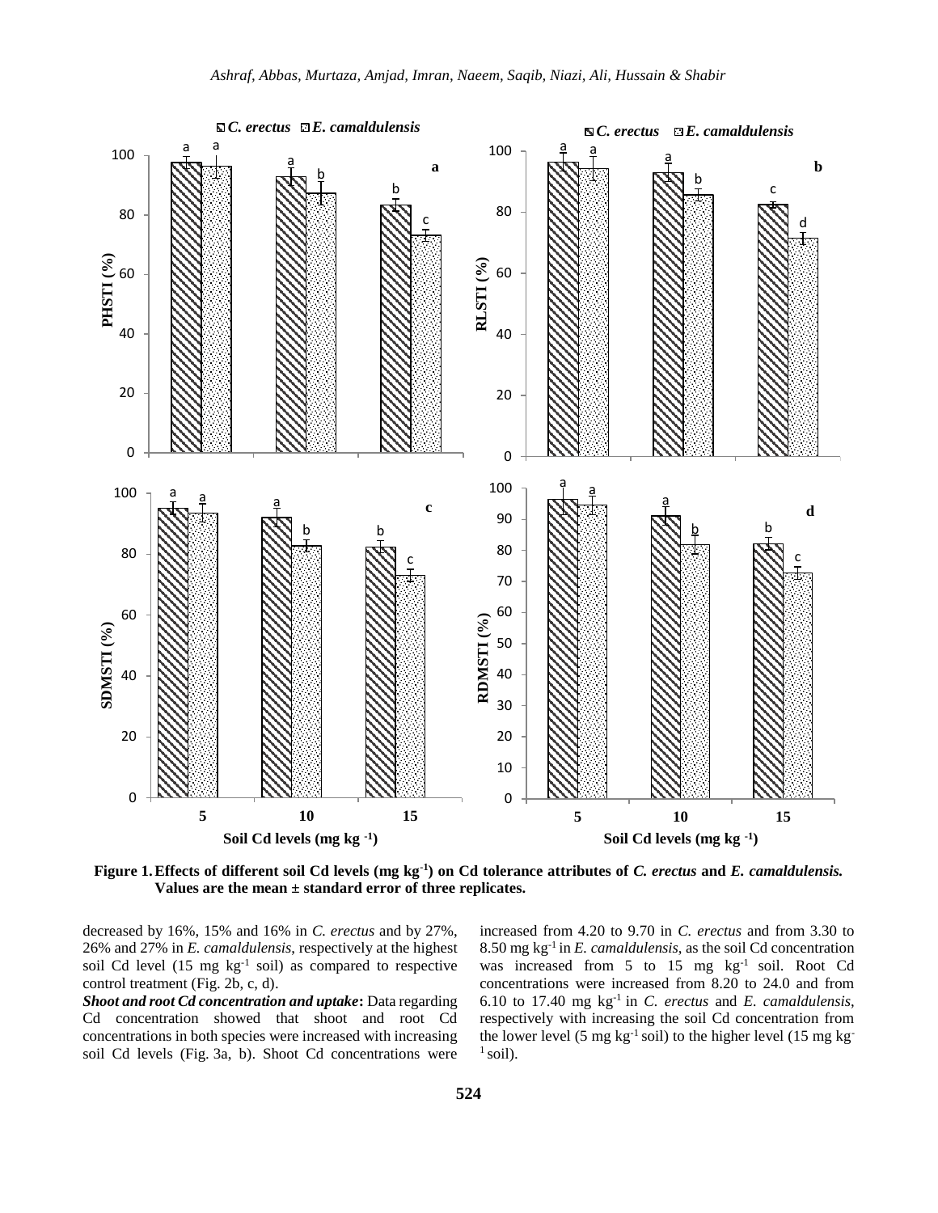**Figure 1. Effects of different soil Cd levels (mg kg$^{-1}$) on Cd tolerance attributes of *C. erectus* and *E. camaldulensis.* Values are the mean ± standard error of three replicates.**

decreased by 16%, 15% and 16% in *C. erectus* and by 27%, 26% and 27% in *E. camaldulensis*, respectively at the highest soil Cd level (15 mg kg$^{-1}$ soil) as compared to respective control treatment (Fig. 2b, c, d).

***Shoot and root Cd concentration and uptake*:** Data regarding Cd concentration showed that shoot and root Cd concentrations in both species were increased with increasing soil Cd levels (Fig. 3a, b). Shoot Cd concentrations were increased from 4.20 to 9.70 in *C. erectus* and from 3.30 to 8.50 mg kg$^{-1}$ in *E. camaldulensis*, as the soil Cd concentration was increased from 5 to 15 mg kg$^{-1}$ soil. Root Cd concentrations were increased from 8.20 to 24.0 and from 6.10 to 17.40 mg kg$^{-1}$ in *C. erectus* and *E. camaldulensis*, respectively with increasing the soil Cd concentration from the lower level (5 mg kg$^{-1}$ soil) to the higher level (15 mg kg$^{-1}$ soil).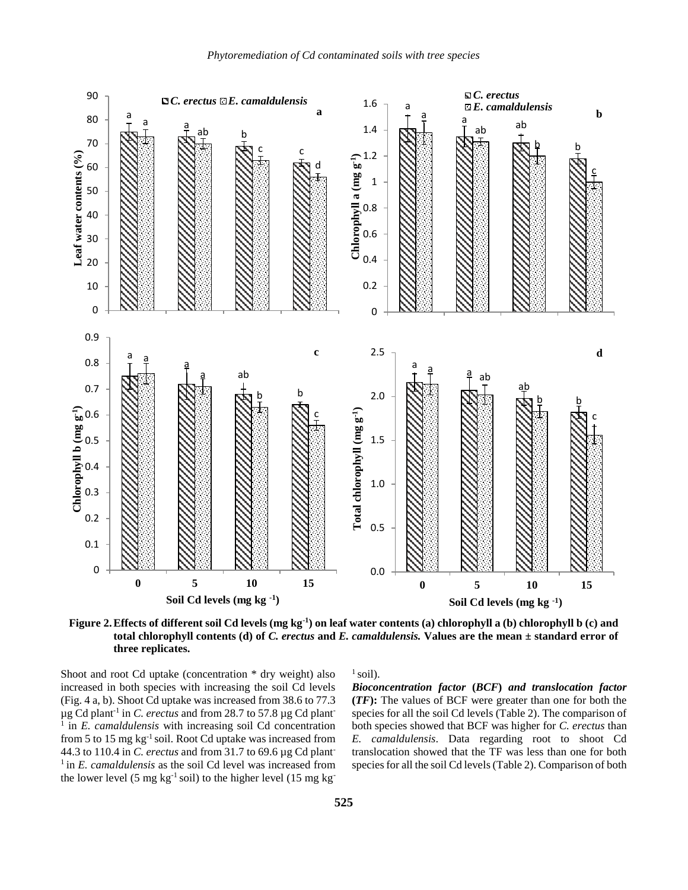**Figure 2. Effects of different soil Cd levels (mg kg$^{-1}$) on leaf water contents (a) chlorophyll a (b) chlorophyll b (c) and total chlorophyll contents (d) of *C. erectus* and *E. camaldulensis.* Values are the mean ± standard error of three replicates.**

Shoot and root Cd uptake (concentration * dry weight) also increased in both species with increasing the soil Cd levels (Fig. 4 a, b). Shoot Cd uptake was increased from 38.6 to 77.3 µg Cd plant$^{-1}$ in *C. erectus* and from 28.7 to 57.8 µg Cd plant$^{-1}$ in *E. camaldulensis* with increasing soil Cd concentration from 5 to 15 mg kg$^{-1}$ soil. Root Cd uptake was increased from 44.3 to 110.4 in *C. erectus* and from 31.7 to 69.6 µg Cd plant$^{-1}$ in *E. camaldulensis* as the soil Cd level was increased from the lower level (5 mg kg$^{-1}$ soil) to the higher level (15 mg kg$^{-1}$ soil).

***Bioconcentration factor (BCF) and translocation factor (TF):*** The values of BCF were greater than one for both the species for all the soil Cd levels (Table 2). The comparison of both species showed that BCF was higher for *C. erectus* than *E. camaldulensis*. Data regarding root to shoot Cd translocation showed that the TF was less than one for both species for all the soil Cd levels (Table 2). Comparison of both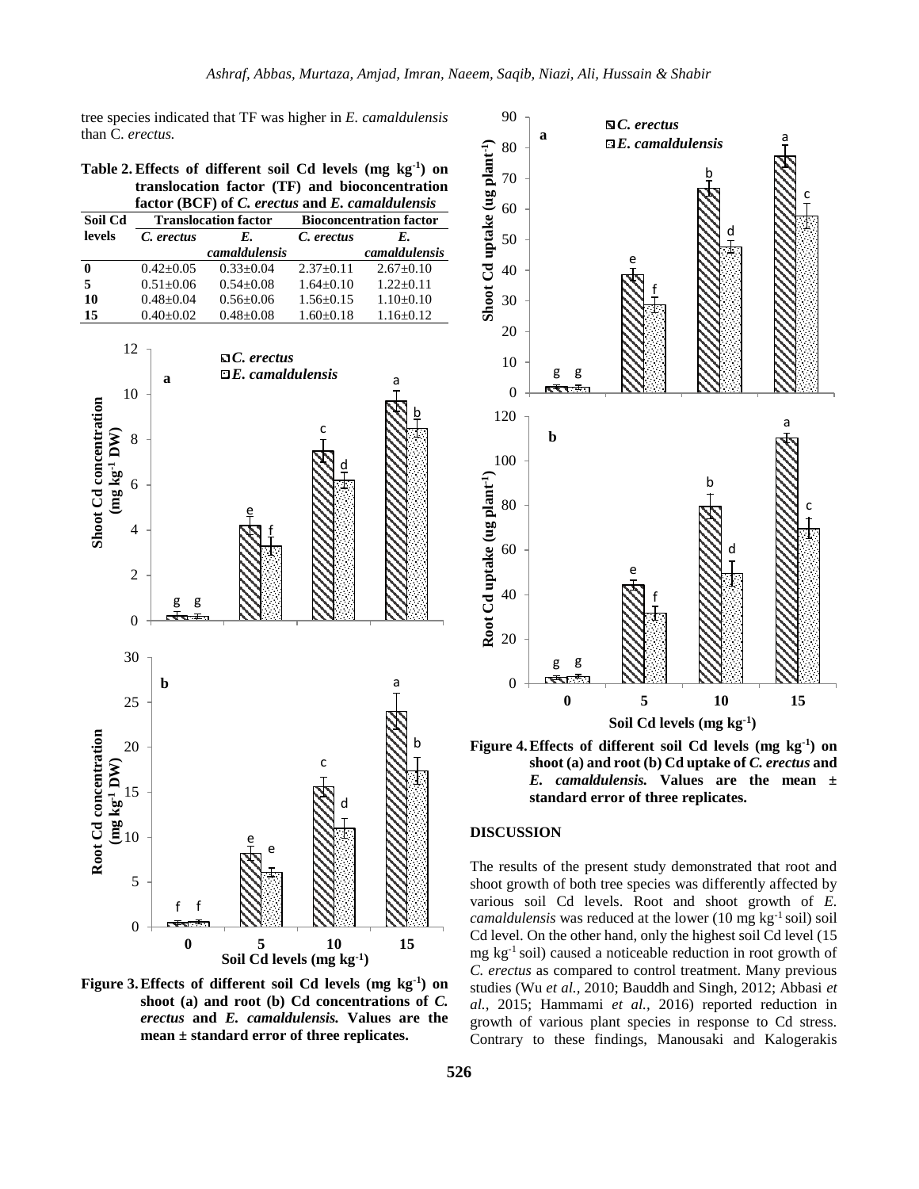tree species indicated that TF was higher in *E. camaldulensis* than C. *erectus.*

**Table 2. Effects of different soil Cd levels (mg kg$^{-1}$) on translocation factor (TF) and bioconcentration factor (BCF) of *C. erectus* and *E. camaldulensis***

| Soil Cd levels | Translocation factor | | Bioconcentration factor | |
|---|---|---|---|---|
| | *C. erectus* | *E. camaldulensis* | *C. erectus* | *E. camaldulensis* |
| **0** | 0.42±0.05 | 0.33±0.04 | 2.37±0.11 | 2.67±0.10 |
| **5** | 0.51±0.06 | 0.54±0.08 | 1.64±0.10 | 1.22±0.11 |
| **10** | 0.48±0.04 | 0.56±0.06 | 1.56±0.15 | 1.10±0.10 |
| **15** | 0.40±0.02 | 0.48±0.08 | 1.60±0.18 | 1.16±0.12 |

**Figure 3. Effects of different soil Cd levels (mg kg$^{-1}$) on shoot (a) and root (b) Cd concentrations of *C. erectus* and *E. camaldulensis.* Values are the mean ± standard error of three replicates.**

**Figure 4. Effects of different soil Cd levels (mg kg$^{-1}$) on shoot (a) and root (b) Cd uptake of *C. erectus* and *E. camaldulensis.* Values are the mean ± standard error of three replicates.**

## DISCUSSION

The results of the present study demonstrated that root and shoot growth of both tree species was differently affected by various soil Cd levels. Root and shoot growth of *E. camaldulensis* was reduced at the lower (10 mg kg$^{-1}$ soil) soil Cd level. On the other hand, only the highest soil Cd level (15 mg kg$^{-1}$ soil) caused a noticeable reduction in root growth of *C. erectus* as compared to control treatment. Many previous studies (Wu *et al.,* 2010; Bauddh and Singh, 2012; Abbasi *et al.,* 2015; Hammami *et al.,* 2016) reported reduction in growth of various plant species in response to Cd stress. Contrary to these findings, Manousaki and Kalogerakis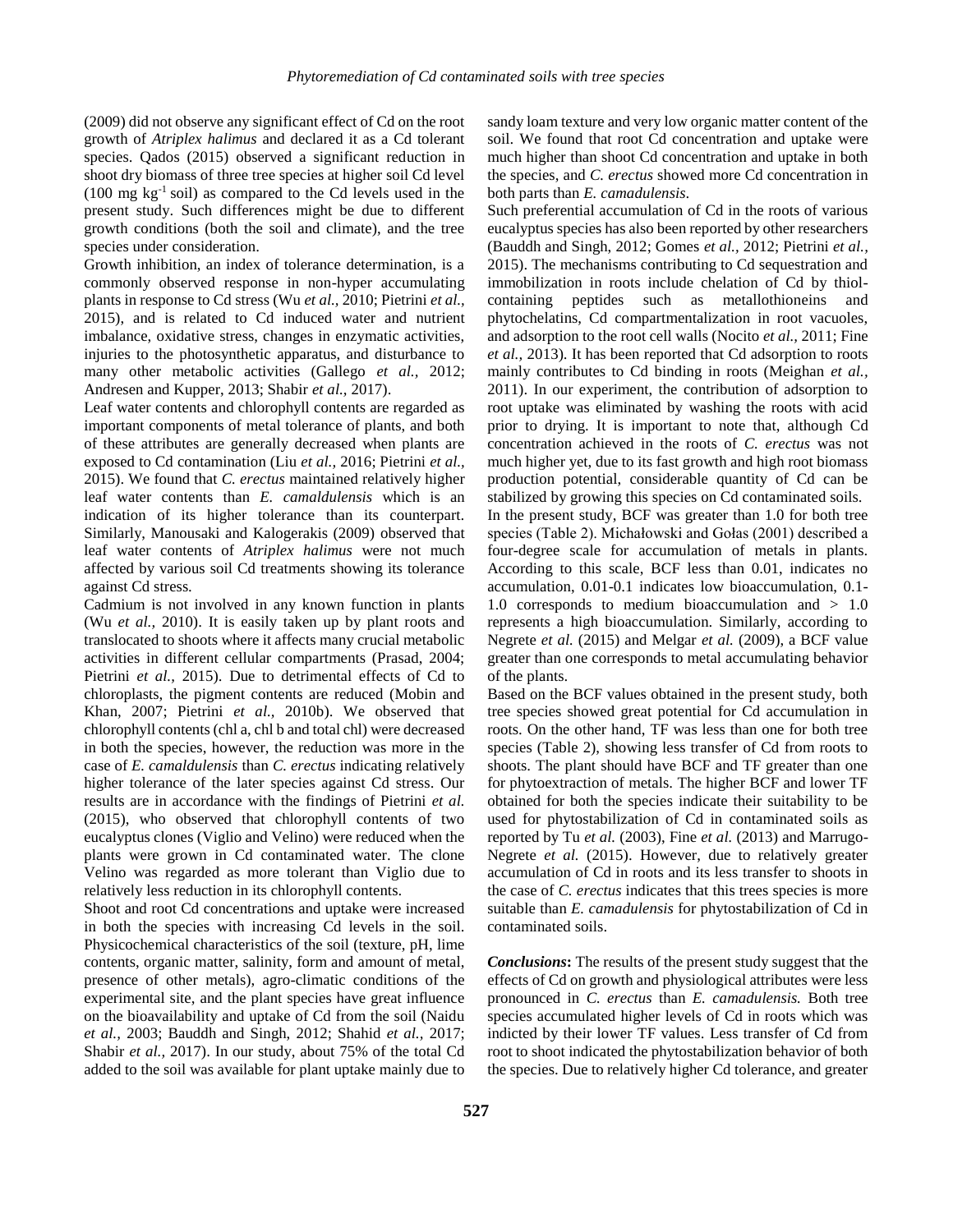(2009) did not observe any significant effect of Cd on the root growth of *Atriplex halimus* and declared it as a Cd tolerant species. Qados (2015) observed a significant reduction in shoot dry biomass of three tree species at higher soil Cd level (100 mg $kg^{-1}$ soil) as compared to the Cd levels used in the present study. Such differences might be due to different growth conditions (both the soil and climate), and the tree species under consideration.

Growth inhibition, an index of tolerance determination, is a commonly observed response in non-hyper accumulating plants in response to Cd stress (Wu *et al.,* 2010; Pietrini *et al.,* 2015), and is related to Cd induced water and nutrient imbalance, oxidative stress, changes in enzymatic activities, injuries to the photosynthetic apparatus, and disturbance to many other metabolic activities (Gallego *et al.,* 2012; Andresen and Kupper, 2013; Shabir *et al.,* 2017).

Leaf water contents and chlorophyll contents are regarded as important components of metal tolerance of plants, and both of these attributes are generally decreased when plants are exposed to Cd contamination (Liu *et al.,* 2016; Pietrini *et al.,* 2015). We found that *C. erectus* maintained relatively higher leaf water contents than *E. camaldulensis* which is an indication of its higher tolerance than its counterpart. Similarly, Manousaki and Kalogerakis (2009) observed that leaf water contents of *Atriplex halimus* were not much affected by various soil Cd treatments showing its tolerance against Cd stress.

Cadmium is not involved in any known function in plants (Wu *et al.,* 2010). It is easily taken up by plant roots and translocated to shoots where it affects many crucial metabolic activities in different cellular compartments (Prasad, 2004; Pietrini *et al.,* 2015). Due to detrimental effects of Cd to chloroplasts, the pigment contents are reduced (Mobin and Khan, 2007; Pietrini *et al.,* 2010b). We observed that chlorophyll contents (chl a, chl b and total chl) were decreased in both the species, however, the reduction was more in the case of *E. camaldulensis* than *C. erectus* indicating relatively higher tolerance of the later species against Cd stress. Our results are in accordance with the findings of Pietrini *et al.* (2015), who observed that chlorophyll contents of two eucalyptus clones (Viglio and Velino) were reduced when the plants were grown in Cd contaminated water. The clone Velino was regarded as more tolerant than Viglio due to relatively less reduction in its chlorophyll contents.

Shoot and root Cd concentrations and uptake were increased in both the species with increasing Cd levels in the soil. Physicochemical characteristics of the soil (texture, pH, lime contents, organic matter, salinity, form and amount of metal, presence of other metals), agro-climatic conditions of the experimental site, and the plant species have great influence on the bioavailability and uptake of Cd from the soil (Naidu *et al.,* 2003; Bauddh and Singh, 2012; Shahid *et al.,* 2017; Shabir *et al.,* 2017). In our study, about 75% of the total Cd added to the soil was available for plant uptake mainly due to sandy loam texture and very low organic matter content of the soil. We found that root Cd concentration and uptake were much higher than shoot Cd concentration and uptake in both the species, and *C. erectus* showed more Cd concentration in both parts than *E. camadulensis*.

Such preferential accumulation of Cd in the roots of various eucalyptus species has also been reported by other researchers (Bauddh and Singh, 2012; Gomes *et al.,* 2012; Pietrini *et al.,* 2015). The mechanisms contributing to Cd sequestration and immobilization in roots include chelation of Cd by thiol-containing peptides such as metallothioneins and phytochelatins, Cd compartmentalization in root vacuoles, and adsorption to the root cell walls (Nocito *et al.,* 2011; Fine *et al.,* 2013). It has been reported that Cd adsorption to roots mainly contributes to Cd binding in roots (Meighan *et al.,* 2011). In our experiment, the contribution of adsorption to root uptake was eliminated by washing the roots with acid prior to drying. It is important to note that, although Cd concentration achieved in the roots of *C. erectus* was not much higher yet, due to its fast growth and high root biomass production potential, considerable quantity of Cd can be stabilized by growing this species on Cd contaminated soils.

In the present study, BCF was greater than 1.0 for both tree species (Table 2). Michałowski and Gołas (2001) described a four-degree scale for accumulation of metals in plants. According to this scale, BCF less than 0.01, indicates no accumulation, 0.01-0.1 indicates low bioaccumulation, 0.1-1.0 corresponds to medium bioaccumulation and > 1.0 represents a high bioaccumulation. Similarly, according to Negrete *et al.* (2015) and Melgar *et al.* (2009), a BCF value greater than one corresponds to metal accumulating behavior of the plants.

Based on the BCF values obtained in the present study, both tree species showed great potential for Cd accumulation in roots. On the other hand, TF was less than one for both tree species (Table 2), showing less transfer of Cd from roots to shoots. The plant should have BCF and TF greater than one for phytoextraction of metals. The higher BCF and lower TF obtained for both the species indicate their suitability to be used for phytostabilization of Cd in contaminated soils as reported by Tu *et al.* (2003), Fine *et al.* (2013) and Marrugo-Negrete *et al.* (2015). However, due to relatively greater accumulation of Cd in roots and its less transfer to shoots in the case of *C. erectus* indicates that this trees species is more suitable than *E. camadulensis* for phytostabilization of Cd in contaminated soils.

***Conclusions*:** The results of the present study suggest that the effects of Cd on growth and physiological attributes were less pronounced in *C. erectus* than *E. camadulensis.* Both tree species accumulated higher levels of Cd in roots which was indicted by their lower TF values. Less transfer of Cd from root to shoot indicated the phytostabilization behavior of both the species. Due to relatively higher Cd tolerance, and greater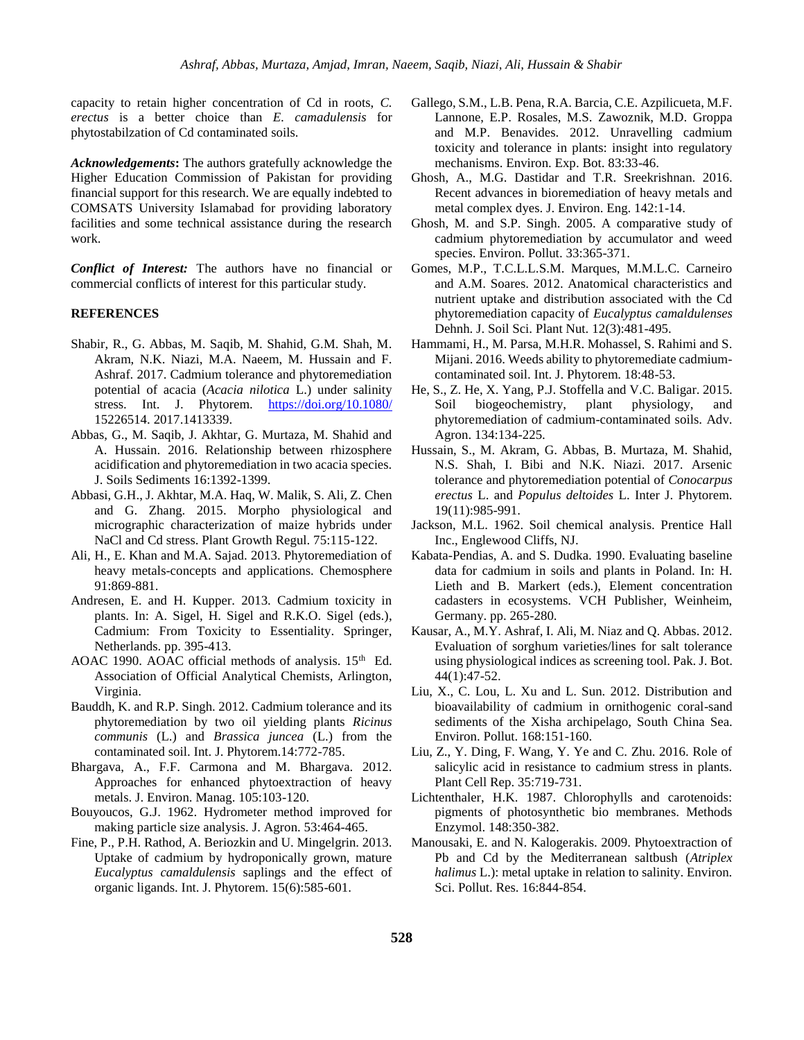capacity to retain higher concentration of Cd in roots, *C. erectus* is a better choice than *E. camadulensis* for phytostabilzation of Cd contaminated soils.

***Acknowledgements*:** The authors gratefully acknowledge the Higher Education Commission of Pakistan for providing financial support for this research. We are equally indebted to COMSATS University Islamabad for providing laboratory facilities and some technical assistance during the research work.

***Conflict of Interest:*** The authors have no financial or commercial conflicts of interest for this particular study.

## REFERENCES

Shabir, R., G. Abbas, M. Saqib, M. Shahid, G.M. Shah, M. Akram, N.K. Niazi, M.A. Naeem, M. Hussain and F. Ashraf. 2017. Cadmium tolerance and phytoremediation potential of acacia (*Acacia nilotica* L.) under salinity stress. Int. J. Phytorem. https://doi.org/10.1080/15226514. 2017.1413339.

Abbas, G., M. Saqib, J. Akhtar, G. Murtaza, M. Shahid and A. Hussain. 2016. Relationship between rhizosphere acidification and phytoremediation in two acacia species. J. Soils Sediments 16:1392-1399.

Abbasi, G.H., J. Akhtar, M.A. Haq, W. Malik, S. Ali, Z. Chen and G. Zhang. 2015. Morpho physiological and micrographic characterization of maize hybrids under NaCl and Cd stress. Plant Growth Regul. 75:115-122.

Ali, H., E. Khan and M.A. Sajad. 2013. Phytoremediation of heavy metals-concepts and applications. Chemosphere 91:869-881.

Andresen, E. and H. Kupper. 2013. Cadmium toxicity in plants. In: A. Sigel, H. Sigel and R.K.O. Sigel (eds.), Cadmium: From Toxicity to Essentiality. Springer, Netherlands. pp. 395-413.

AOAC 1990. AOAC official methods of analysis. 15th Ed. Association of Official Analytical Chemists, Arlington, Virginia.

Bauddh, K. and R.P. Singh. 2012. Cadmium tolerance and its phytoremediation by two oil yielding plants *Ricinus communis* (L.) and *Brassica juncea* (L.) from the contaminated soil. Int. J. Phytorem.14:772-785.

Bhargava, A., F.F. Carmona and M. Bhargava. 2012. Approaches for enhanced phytoextraction of heavy metals. J. Environ. Manag. 105:103-120.

Bouyoucos, G.J. 1962. Hydrometer method improved for making particle size analysis. J. Agron. 53:464-465.

Fine, P., P.H. Rathod, A. Beriozkin and U. Mingelgrin. 2013. Uptake of cadmium by hydroponically grown, mature *Eucalyptus camaldulensis* saplings and the effect of organic ligands. Int. J. Phytorem. 15(6):585-601.

Gallego, S.M., L.B. Pena, R.A. Barcia, C.E. Azpilicueta, M.F. Lannone, E.P. Rosales, M.S. Zawoznik, M.D. Groppa and M.P. Benavides. 2012. Unravelling cadmium toxicity and tolerance in plants: insight into regulatory mechanisms. Environ. Exp. Bot. 83:33-46.

Ghosh, A., M.G. Dastidar and T.R. Sreekrishnan. 2016. Recent advances in bioremediation of heavy metals and metal complex dyes. J. Environ. Eng. 142:1-14.

Ghosh, M. and S.P. Singh. 2005. A comparative study of cadmium phytoremediation by accumulator and weed species. Environ. Pollut. 33:365-371.

Gomes, M.P., T.C.L.L.S.M. Marques, M.M.L.C. Carneiro and A.M. Soares. 2012. Anatomical characteristics and nutrient uptake and distribution associated with the Cd phytoremediation capacity of *Eucalyptus camaldulenses* Dehnh. J. Soil Sci. Plant Nut. 12(3):481-495.

Hammami, H., M. Parsa, M.H.R. Mohassel, S. Rahimi and S. Mijani. 2016. Weeds ability to phytoremediate cadmium-contaminated soil. Int. J. Phytorem. 18:48-53.

He, S., Z. He, X. Yang, P.J. Stoffella and V.C. Baligar. 2015. Soil biogeochemistry, plant physiology, and phytoremediation of cadmium-contaminated soils. Adv. Agron. 134:134-225.

Hussain, S., M. Akram, G. Abbas, B. Murtaza, M. Shahid, N.S. Shah, I. Bibi and N.K. Niazi. 2017. Arsenic tolerance and phytoremediation potential of *Conocarpus erectus* L. and *Populus deltoides* L. Inter J. Phytorem. 19(11):985-991.

Jackson, M.L. 1962. Soil chemical analysis. Prentice Hall Inc., Englewood Cliffs, NJ.

Kabata-Pendias, A. and S. Dudka. 1990. Evaluating baseline data for cadmium in soils and plants in Poland. In: H. Lieth and B. Markert (eds.), Element concentration cadasters in ecosystems. VCH Publisher, Weinheim, Germany. pp. 265-280.

Kausar, A., M.Y. Ashraf, I. Ali, M. Niaz and Q. Abbas. 2012. Evaluation of sorghum varieties/lines for salt tolerance using physiological indices as screening tool. Pak. J. Bot. 44(1):47-52.

Liu, X., C. Lou, L. Xu and L. Sun. 2012. Distribution and bioavailability of cadmium in ornithogenic coral-sand sediments of the Xisha archipelago, South China Sea. Environ. Pollut. 168:151-160.

Liu, Z., Y. Ding, F. Wang, Y. Ye and C. Zhu. 2016. Role of salicylic acid in resistance to cadmium stress in plants. Plant Cell Rep. 35:719-731.

Lichtenthaler, H.K. 1987. Chlorophylls and carotenoids: pigments of photosynthetic bio membranes. Methods Enzymol. 148:350-382.

Manousaki, E. and N. Kalogerakis. 2009. Phytoextraction of Pb and Cd by the Mediterranean saltbush (*Atriplex halimus* L.): metal uptake in relation to salinity. Environ. Sci. Pollut. Res. 16:844-854.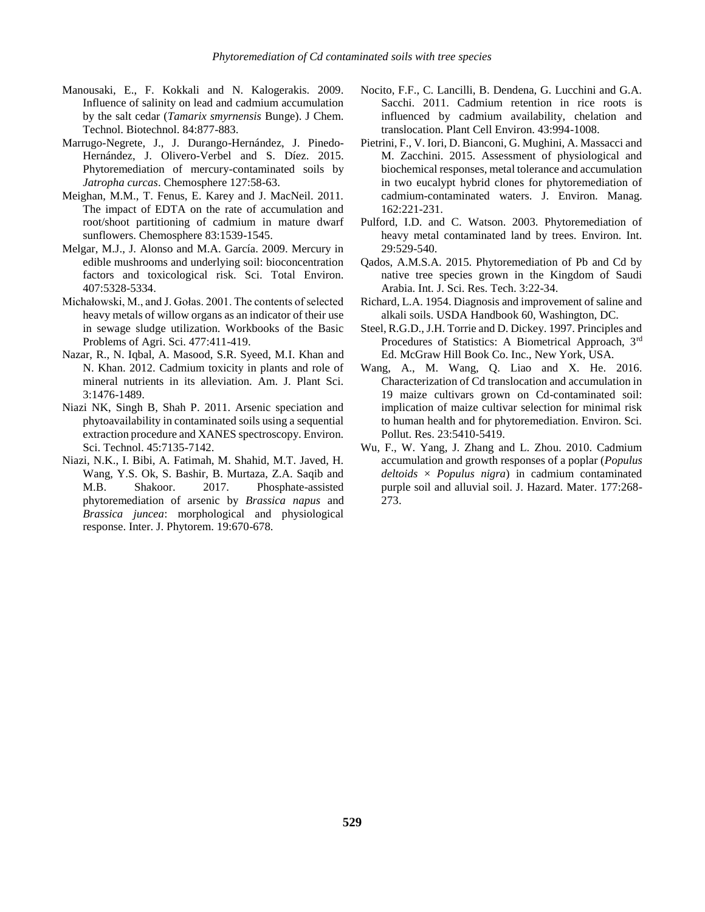Manousaki, E., F. Kokkali and N. Kalogerakis. 2009. Influence of salinity on lead and cadmium accumulation by the salt cedar (*Tamarix smyrnensis* Bunge). J Chem. Technol. Biotechnol. 84:877-883.

Marrugo-Negrete, J., J. Durango-Hernández, J. Pinedo-Hernández, J. Olivero-Verbel and S. Díez. 2015. Phytoremediation of mercury-contaminated soils by *Jatropha curcas*. Chemosphere 127:58-63.

Meighan, M.M., T. Fenus, E. Karey and J. MacNeil. 2011. The impact of EDTA on the rate of accumulation and root/shoot partitioning of cadmium in mature dwarf sunflowers. Chemosphere 83:1539-1545.

Melgar, M.J., J. Alonso and M.A. García. 2009. Mercury in edible mushrooms and underlying soil: bioconcentration factors and toxicological risk. Sci. Total Environ. 407:5328-5334.

Michałowski, M., and J. Gołas. 2001. The contents of selected heavy metals of willow organs as an indicator of their use in sewage sludge utilization. Workbooks of the Basic Problems of Agri. Sci. 477:411-419.

Nazar, R., N. Iqbal, A. Masood, S.R. Syeed, M.I. Khan and N. Khan. 2012. Cadmium toxicity in plants and role of mineral nutrients in its alleviation. Am. J. Plant Sci. 3:1476-1489.

Niazi NK, Singh B, Shah P. 2011. Arsenic speciation and phytoavailability in contaminated soils using a sequential extraction procedure and XANES spectroscopy. Environ. Sci. Technol. 45:7135-7142.

Niazi, N.K., I. Bibi, A. Fatimah, M. Shahid, M.T. Javed, H. Wang, Y.S. Ok, S. Bashir, B. Murtaza, Z.A. Saqib and M.B. Shakoor. 2017. Phosphate-assisted phytoremediation of arsenic by *Brassica napus* and *Brassica juncea*: morphological and physiological response. Inter. J. Phytorem. 19:670-678.

Nocito, F.F., C. Lancilli, B. Dendena, G. Lucchini and G.A. Sacchi. 2011. Cadmium retention in rice roots is influenced by cadmium availability, chelation and translocation. Plant Cell Environ. 43:994-1008.

Pietrini, F., V. Iori, D. Bianconi, G. Mughini, A. Massacci and M. Zacchini. 2015. Assessment of physiological and biochemical responses, metal tolerance and accumulation in two eucalypt hybrid clones for phytoremediation of cadmium-contaminated waters. J. Environ. Manag. 162:221-231.

Pulford, I.D. and C. Watson. 2003. Phytoremediation of heavy metal contaminated land by trees. Environ. Int. 29:529-540.

Qados, A.M.S.A. 2015. Phytoremediation of Pb and Cd by native tree species grown in the Kingdom of Saudi Arabia. Int. J. Sci. Res. Tech. 3:22-34.

Richard, L.A. 1954. Diagnosis and improvement of saline and alkali soils. USDA Handbook 60, Washington, DC.

Steel, R.G.D., J.H. Torrie and D. Dickey. 1997. Principles and Procedures of Statistics: A Biometrical Approach, 3rd Ed. McGraw Hill Book Co. Inc., New York, USA.

Wang, A., M. Wang, Q. Liao and X. He. 2016. Characterization of Cd translocation and accumulation in 19 maize cultivars grown on Cd-contaminated soil: implication of maize cultivar selection for minimal risk to human health and for phytoremediation. Environ. Sci. Pollut. Res. 23:5410-5419.

Wu, F., W. Yang, J. Zhang and L. Zhou. 2010. Cadmium accumulation and growth responses of a poplar (*Populus deltoids* × *Populus nigra*) in cadmium contaminated purple soil and alluvial soil. J. Hazard. Mater. 177:268-273.